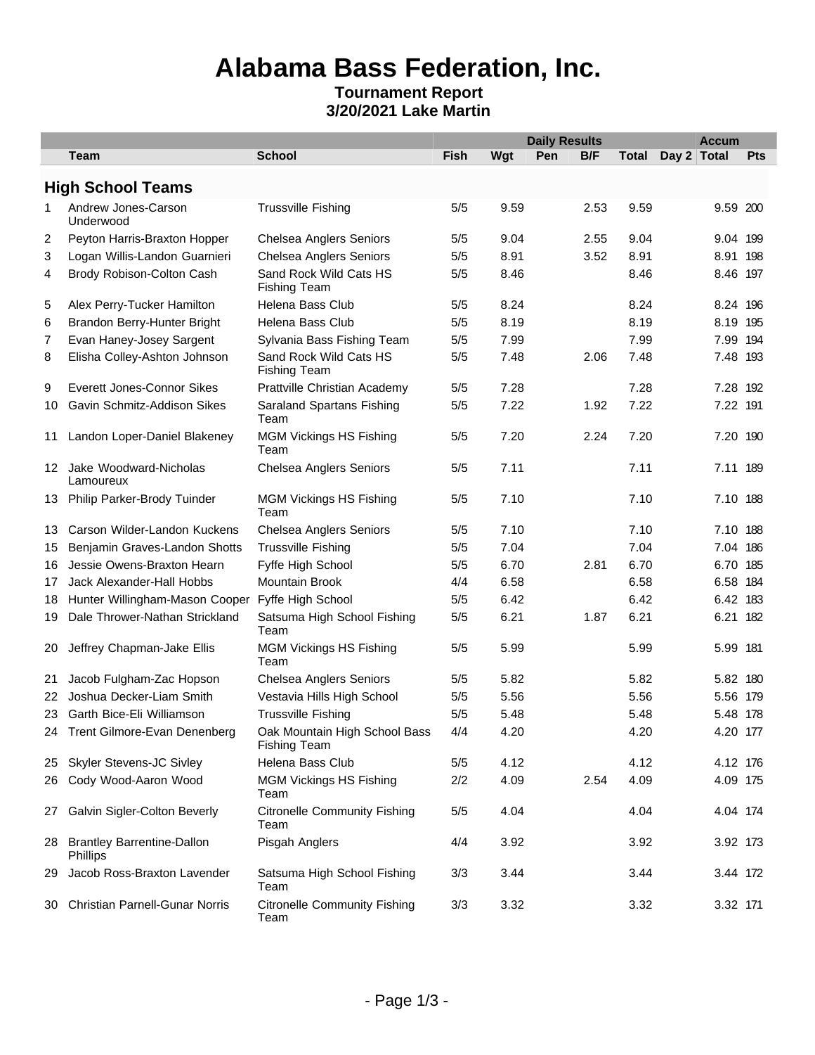# Alabama Bass Federation, Inc.

**Tournament Report**
**3/20/2021 Lake Martin**

| | | | Daily Results | | | | | | Accum | |
|---|---|---|---|---|---|---|---|---|---|---|
| | Team | School | Fish | Wgt | Pen | B/F | Total | Day 2 | Total | Pts |
| **High School Teams** | | | | | | | | | | |
| 1 | Andrew Jones-Carson Underwood | Trussville Fishing | 5/5 | 9.59 | | 2.53 | 9.59 | | 9.59 | 200 |
| 2 | Peyton Harris-Braxton Hopper | Chelsea Anglers Seniors | 5/5 | 9.04 | | 2.55 | 9.04 | | 9.04 | 199 |
| 3 | Logan Willis-Landon Guarnieri | Chelsea Anglers Seniors | 5/5 | 8.91 | | 3.52 | 8.91 | | 8.91 | 198 |
| 4 | Brody Robison-Colton Cash | Sand Rock Wild Cats HS Fishing Team | 5/5 | 8.46 | | | 8.46 | | 8.46 | 197 |
| 5 | Alex Perry-Tucker Hamilton | Helena Bass Club | 5/5 | 8.24 | | | 8.24 | | 8.24 | 196 |
| 6 | Brandon Berry-Hunter Bright | Helena Bass Club | 5/5 | 8.19 | | | 8.19 | | 8.19 | 195 |
| 7 | Evan Haney-Josey Sargent | Sylvania Bass Fishing Team | 5/5 | 7.99 | | | 7.99 | | 7.99 | 194 |
| 8 | Elisha Colley-Ashton Johnson | Sand Rock Wild Cats HS Fishing Team | 5/5 | 7.48 | | 2.06 | 7.48 | | 7.48 | 193 |
| 9 | Everett Jones-Connor Sikes | Prattville Christian Academy | 5/5 | 7.28 | | | 7.28 | | 7.28 | 192 |
| 10 | Gavin Schmitz-Addison Sikes | Saraland Spartans Fishing Team | 5/5 | 7.22 | | 1.92 | 7.22 | | 7.22 | 191 |
| 11 | Landon Loper-Daniel Blakeney | MGM Vikings HS Fishing Team | 5/5 | 7.20 | | 2.24 | 7.20 | | 7.20 | 190 |
| 12 | Jake Woodward-Nicholas Lamoureux | Chelsea Anglers Seniors | 5/5 | 7.11 | | | 7.11 | | 7.11 | 189 |
| 13 | Philip Parker-Brody Tuinder | MGM Vikings HS Fishing Team | 5/5 | 7.10 | | | 7.10 | | 7.10 | 188 |
| 13 | Carson Wilder-Landon Kuckens | Chelsea Anglers Seniors | 5/5 | 7.10 | | | 7.10 | | 7.10 | 188 |
| 15 | Benjamin Graves-Landon Shotts | Trussville Fishing | 5/5 | 7.04 | | | 7.04 | | 7.04 | 186 |
| 16 | Jessie Owens-Braxton Hearn | Fyffe High School | 5/5 | 6.70 | | 2.81 | 6.70 | | 6.70 | 185 |
| 17 | Jack Alexander-Hall Hobbs | Mountain Brook | 4/4 | 6.58 | | | 6.58 | | 6.58 | 184 |
| 18 | Hunter Willingham-Mason Cooper | Fyffe High School | 5/5 | 6.42 | | | 6.42 | | 6.42 | 183 |
| 19 | Dale Thrower-Nathan Strickland | Satsuma High School Fishing Team | 5/5 | 6.21 | | 1.87 | 6.21 | | 6.21 | 182 |
| 20 | Jeffrey Chapman-Jake Ellis | MGM Vikings HS Fishing Team | 5/5 | 5.99 | | | 5.99 | | 5.99 | 181 |
| 21 | Jacob Fulgham-Zac Hopson | Chelsea Anglers Seniors | 5/5 | 5.82 | | | 5.82 | | 5.82 | 180 |
| 22 | Joshua Decker-Liam Smith | Vestavia Hills High School | 5/5 | 5.56 | | | 5.56 | | 5.56 | 179 |
| 23 | Garth Bice-Eli Williamson | Trussville Fishing | 5/5 | 5.48 | | | 5.48 | | 5.48 | 178 |
| 24 | Trent Gilmore-Evan Denenberg | Oak Mountain High School Bass Fishing Team | 4/4 | 4.20 | | | 4.20 | | 4.20 | 177 |
| 25 | Skyler Stevens-JC Sivley | Helena Bass Club | 5/5 | 4.12 | | | 4.12 | | 4.12 | 176 |
| 26 | Cody Wood-Aaron Wood | MGM Vikings HS Fishing Team | 2/2 | 4.09 | | 2.54 | 4.09 | | 4.09 | 175 |
| 27 | Galvin Sigler-Colton Beverly | Citronelle Community Fishing Team | 5/5 | 4.04 | | | 4.04 | | 4.04 | 174 |
| 28 | Brantley Barrentine-Dallon Phillips | Pisgah Anglers | 4/4 | 3.92 | | | 3.92 | | 3.92 | 173 |
| 29 | Jacob Ross-Braxton Lavender | Satsuma High School Fishing Team | 3/3 | 3.44 | | | 3.44 | | 3.44 | 172 |
| 30 | Christian Parnell-Gunar Norris | Citronelle Community Fishing Team | 3/3 | 3.32 | | | 3.32 | | 3.32 | 171 |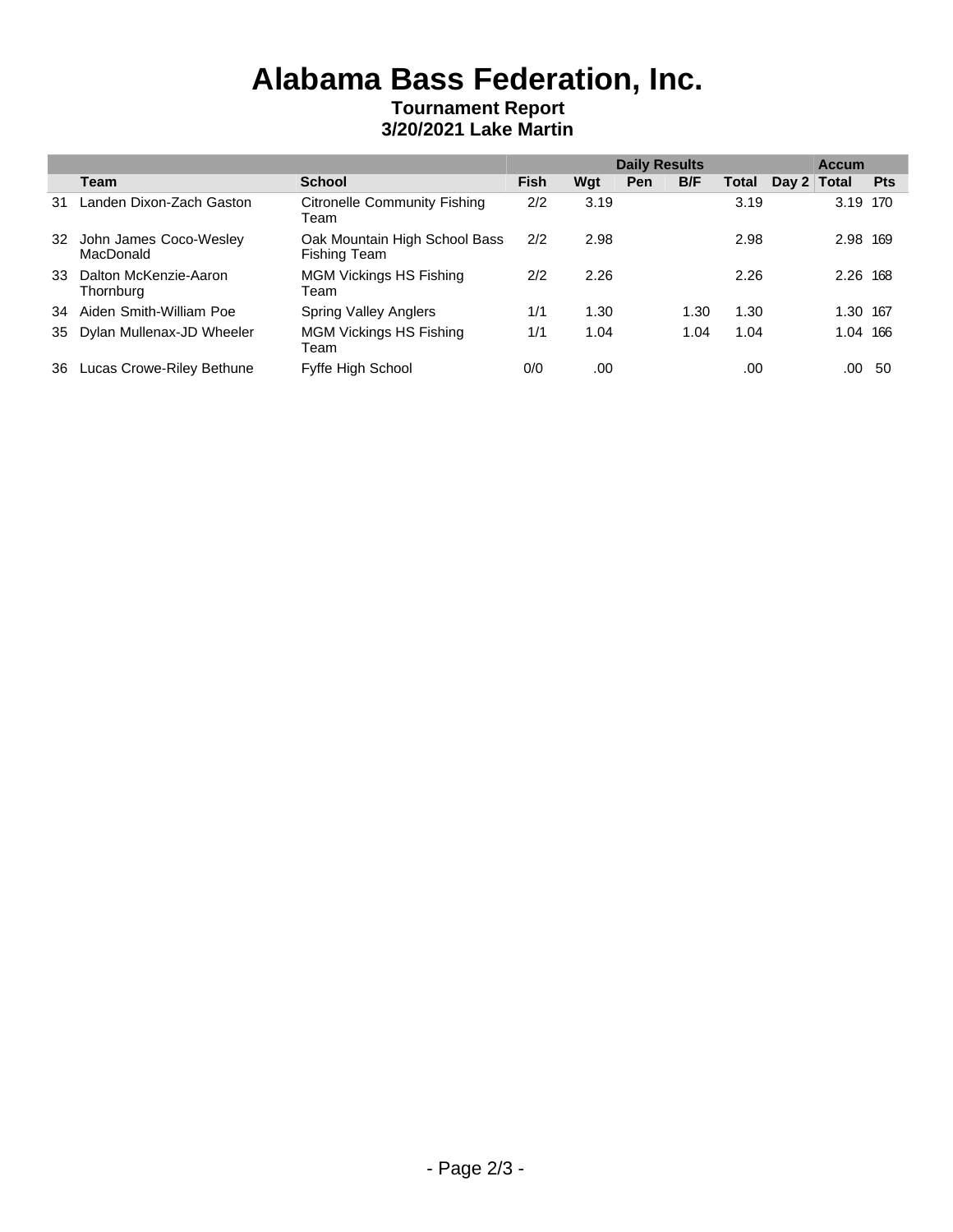# Alabama Bass Federation, Inc.

**Tournament Report**

**3/20/2021 Lake Martin**

| | | | Daily Results | | | | | | Accum | |
|---|---|---|---|---|---|---|---|---|---|---|
| | **Team** | **School** | **Fish** | **Wgt** | **Pen** | **B/F** | **Total** | **Day 2** | **Total** | **Pts** |
| 31 | Landen Dixon-Zach Gaston | Citronelle Community Fishing Team | 2/2 | 3.19 | | | 3.19 | | 3.19 | 170 |
| 32 | John James Coco-Wesley MacDonald | Oak Mountain High School Bass Fishing Team | 2/2 | 2.98 | | | 2.98 | | 2.98 | 169 |
| 33 | Dalton McKenzie-Aaron Thornburg | MGM Vickings HS Fishing Team | 2/2 | 2.26 | | | 2.26 | | 2.26 | 168 |
| 34 | Aiden Smith-William Poe | Spring Valley Anglers | 1/1 | 1.30 | | 1.30 | 1.30 | | 1.30 | 167 |
| 35 | Dylan Mullenax-JD Wheeler | MGM Vickings HS Fishing Team | 1/1 | 1.04 | | 1.04 | 1.04 | | 1.04 | 166 |
| 36 | Lucas Crowe-Riley Bethune | Fyffe High School | 0/0 | .00 | | | .00 | | .00 | 50 |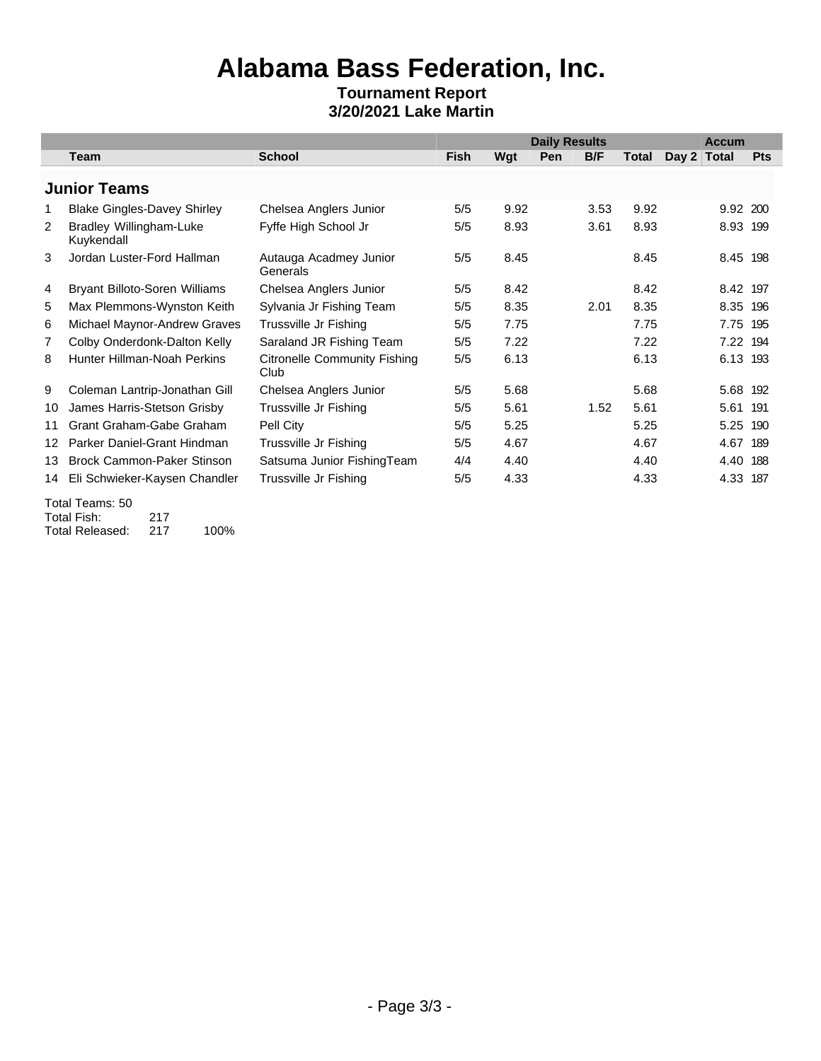# Alabama Bass Federation, Inc.

**Tournament Report**
**3/20/2021 Lake Martin**

| | | | Daily Results | | | | | | Accum | |
|---|---|---|---|---|---|---|---|---|---|---|
| | Team | School | Fish | Wgt | Pen | B/F | Total | Day 2 | Total | Pts |
| **Junior Teams** | | | | | | | | | | |
| 1 | Blake Gingles-Davey Shirley | Chelsea Anglers Junior | 5/5 | 9.92 | | 3.53 | 9.92 | | 9.92 | 200 |
| 2 | Bradley Willingham-Luke Kuykendall | Fyffe High School Jr | 5/5 | 8.93 | | 3.61 | 8.93 | | 8.93 | 199 |
| 3 | Jordan Luster-Ford Hallman | Autauga Acadmey Junior Generals | 5/5 | 8.45 | | | 8.45 | | 8.45 | 198 |
| 4 | Bryant Billoto-Soren Williams | Chelsea Anglers Junior | 5/5 | 8.42 | | | 8.42 | | 8.42 | 197 |
| 5 | Max Plemmons-Wynston Keith | Sylvania Jr Fishing Team | 5/5 | 8.35 | | 2.01 | 8.35 | | 8.35 | 196 |
| 6 | Michael Maynor-Andrew Graves | Trussville Jr Fishing | 5/5 | 7.75 | | | 7.75 | | 7.75 | 195 |
| 7 | Colby Onderdonk-Dalton Kelly | Saraland JR Fishing Team | 5/5 | 7.22 | | | 7.22 | | 7.22 | 194 |
| 8 | Hunter Hillman-Noah Perkins | Citronelle Community Fishing Club | 5/5 | 6.13 | | | 6.13 | | 6.13 | 193 |
| 9 | Coleman Lantrip-Jonathan Gill | Chelsea Anglers Junior | 5/5 | 5.68 | | | 5.68 | | 5.68 | 192 |
| 10 | James Harris-Stetson Grisby | Trussville Jr Fishing | 5/5 | 5.61 | | 1.52 | 5.61 | | 5.61 | 191 |
| 11 | Grant Graham-Gabe Graham | Pell City | 5/5 | 5.25 | | | 5.25 | | 5.25 | 190 |
| 12 | Parker Daniel-Grant Hindman | Trussville Jr Fishing | 5/5 | 4.67 | | | 4.67 | | 4.67 | 189 |
| 13 | Brock Cammon-Paker Stinson | Satsuma Junior FishingTeam | 4/4 | 4.40 | | | 4.40 | | 4.40 | 188 |
| 14 | Eli Schwieker-Kaysen Chandler | Trussville Jr Fishing | 5/5 | 4.33 | | | 4.33 | | 4.33 | 187 |

Total Teams: 50
Total Fish: 217
Total Released: 217 100%